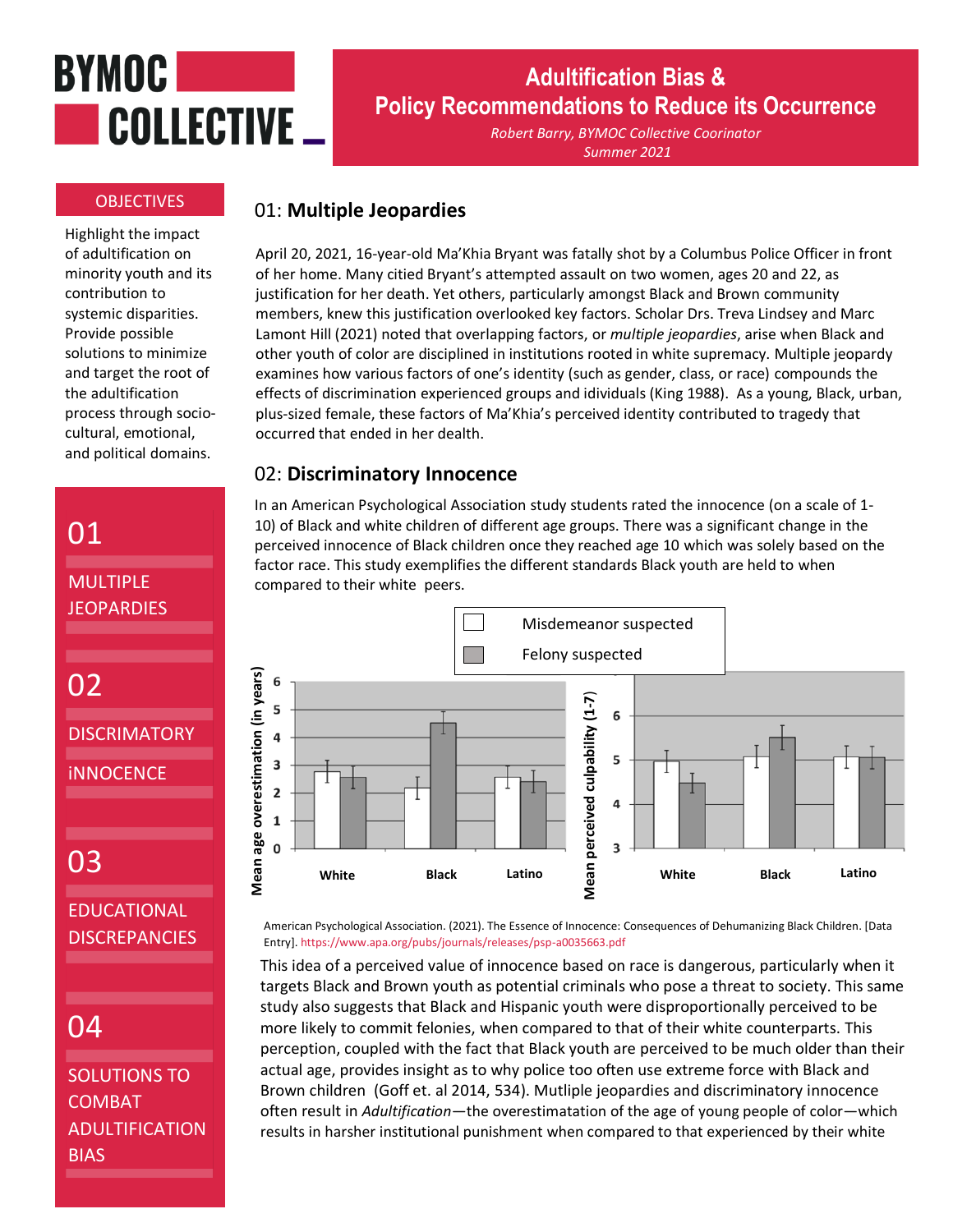# BYMOC COLLECTIVE

## Adultification Bias & Policy Recommendations to Reduce its Occurrence

*Robert Barry, BYMOC Collective Coorinator*
*Summer 2021*

### OBJECTIVES

Highlight the impact of adultification on minority youth and its contribution to systemic disparities. Provide possible solutions to minimize and target the root of the adultification process through socio-cultural, emotional, and political domains.

01 MULTIPLE JEOPARDIES

02 DISCRIMATORY iNNOCENCE

03 EDUCATIONAL DISCREPANCIES

04 SOLUTIONS TO COMBAT ADULTIFICATION BIAS

## 01: **Multiple Jeopardies**

April 20, 2021, 16-year-old Ma'Khia Bryant was fatally shot by a Columbus Police Officer in front of her home. Many citied Bryant's attempted assault on two women, ages 20 and 22, as justification for her death. Yet others, particularly amongst Black and Brown community members, knew this justification overlooked key factors. Scholar Drs. Treva Lindsey and Marc Lamont Hill (2021) noted that overlapping factors, or *multiple jeopardies*, arise when Black and other youth of color are disciplined in institutions rooted in white supremacy. Multiple jeopardy examines how various factors of one's identity (such as gender, class, or race) compounds the effects of discrimination experienced groups and idividuals (King 1988). As a young, Black, urban, plus-sized female, these factors of Ma'Khia's perceived identity contributed to tragedy that occurred that ended in her death.

## 02: **Discriminatory Innocence**

In an American Psychological Association study students rated the innocence (on a scale of 1-10) of Black and white children of different age groups. There was a significant change in the perceived innocence of Black children once they reached age 10 which was solely based on the factor race. This study exemplifies the different standards Black youth are held to when compared to their white peers.

Legend: Misdemeanor suspected (white bars); Felony suspected (gray bars)

| Group | Mean age overestimation (in years) – Misdemeanor suspected | Mean age overestimation (in years) – Felony suspected | Mean perceived culpability (1-7) – Misdemeanor suspected | Mean perceived culpability (1-7) – Felony suspected |
|---|---|---|---|---|
| White | ~2.8 | ~2.6 | ~5.0 | ~4.5 |
| Black | ~2.2 | ~4.5 | ~5.1 | ~5.5 |
| Latino | ~2.6 | ~2.4 | ~5.1 | ~5.1 |

American Psychological Association. (2021). The Essence of Innocence: Consequences of Dehumanizing Black Children. [Data Entry]. https://www.apa.org/pubs/journals/releases/psp-a0035663.pdf

This idea of a perceived value of innocence based on race is dangerous, particularly when it targets Black and Brown youth as potential criminals who pose a threat to society. This same study also suggests that Black and Hispanic youth were disproportionally perceived to be more likely to commit felonies, when compared to that of their white counterparts. This perception, coupled with the fact that Black youth are perceived to be much older than their actual age, provides insight as to why police too often use extreme force with Black and Brown children (Goff et. al 2014, 534). Mutliple jeopardies and discriminatory innocence often result in *Adultification*—the overestimatation of the age of young people of color—which results in harsher institutional punishment when compared to that experienced by their white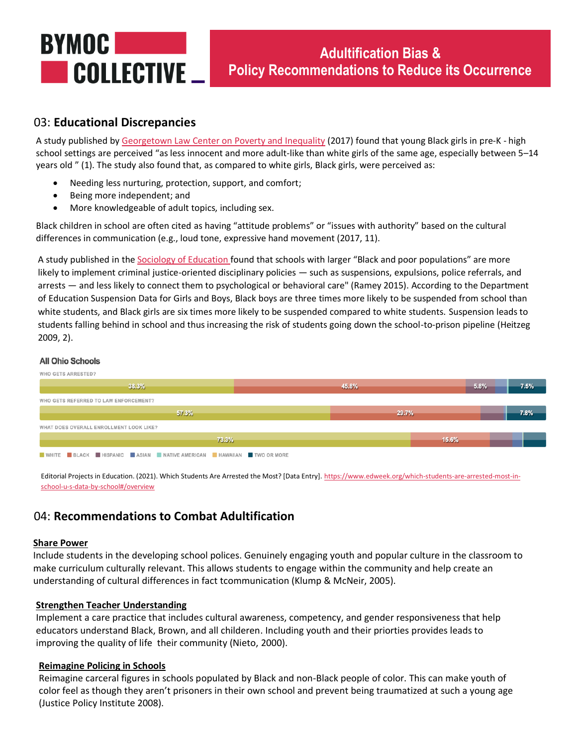## 03: **Educational Discrepancies**

A study published by Georgetown Law Center on Poverty and Inequality (2017) found that young Black girls in pre-K - high school settings are perceived "as less innocent and more adult-like than white girls of the same age, especially between 5–14 years old " (1). The study also found that, as compared to white girls, Black girls, were perceived as:

- Needing less nurturing, protection, support, and comfort;
- Being more independent; and
- More knowledgeable of adult topics, including sex.

Black children in school are often cited as having "attitude problems" or "issues with authority" based on the cultural differences in communication (e.g., loud tone, expressive hand movement (2017, 11).

A study published in the Sociology of Education found that schools with larger "Black and poor populations" are more likely to implement criminal justice-oriented disciplinary policies — such as suspensions, expulsions, police referrals, and arrests — and less likely to connect them to psychological or behavioral care" (Ramey 2015). According to the Department of Education Suspension Data for Girls and Boys, Black boys are three times more likely to be suspended from school than white students, and Black girls are six times more likely to be suspended compared to white students. Suspension leads to students falling behind in school and thus increasing the risk of students going down the school-to-prison pipeline (Heitzeg 2009, 2).

**All Ohio Schools**

WHO GETS ARRESTED?

38.3% 45.8% 5.8% 7.5%

WHO GETS REFERRED TO LAW ENFORCEMENT?

57.3% 29.7% 7.8%

WHAT DOES OVERALL ENROLLMENT LOOK LIKE?

73.3% 15.6%

WHITE BLACK HISPANIC ASIAN NATIVE AMERICAN HAWAIIAN TWO OR MORE

Editorial Projects in Education. (2021). Which Students Are Arrested the Most? [Data Entry]. https://www.edweek.org/which-students-are-arrested-most-in-school-u-s-data-by-school#/overview

## 04: **Recommendations to Combat Adultification**

**Share Power**

Include students in the developing school polices. Genuinely engaging youth and popular culture in the classroom to make curriculum culturally relevant. This allows students to engage within the community and help create an understanding of cultural differences in fact tcommunication (Klump & McNeir, 2005).

**Strengthen Teacher Understanding**

Implement a care practice that includes cultural awareness, competency, and gender responsiveness that help educators understand Black, Brown, and all childeren. Including youth and their priorties provides leads to improving the quality of life their community (Nieto, 2000).

**Reimagine Policing in Schools**

Reimagine carceral figures in schools populated by Black and non-Black people of color. This can make youth of color feel as though they aren't prisoners in their own school and prevent being traumatized at such a young age (Justice Policy Institute 2008).